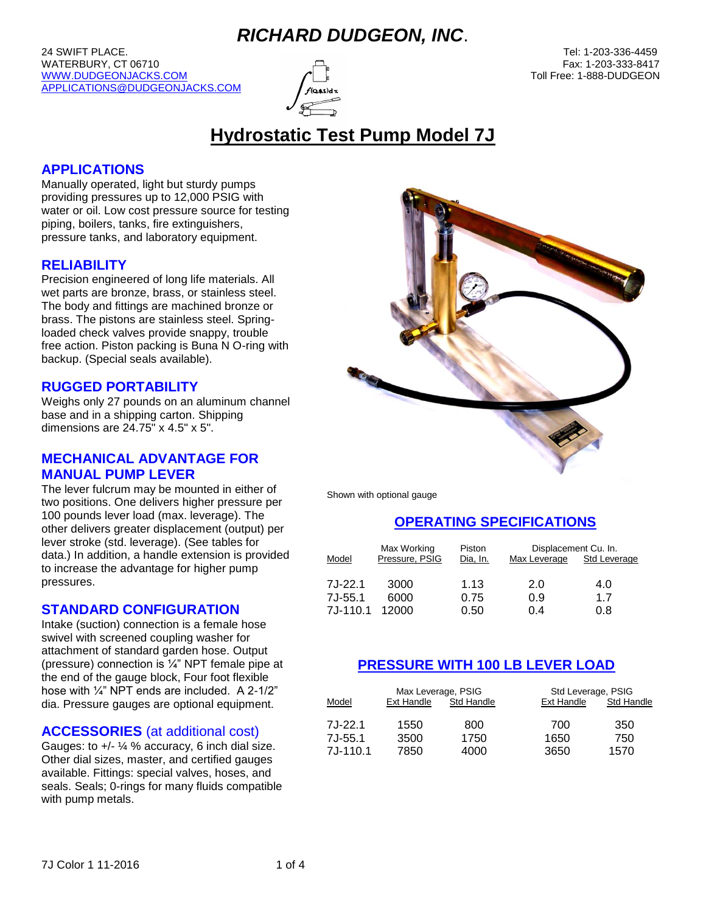# *RICHARD DUDGEON, INC*.

24 SWIFT PLACE.
WATERBURY, CT 06710
WWW.DUDGEONJACKS.COM
APPLICATIONS@DUDGEONJACKS.COM

Tel: 1-203-336-4459
Fax: 1-203-333-8417
Toll Free: 1-888-DUDGEON

## Hydrostatic Test Pump Model 7J

### APPLICATIONS

Manually operated, light but sturdy pumps providing pressures up to 12,000 PSIG with water or oil. Low cost pressure source for testing piping, boilers, tanks, fire extinguishers, pressure tanks, and laboratory equipment.

### RELIABILITY

Precision engineered of long life materials. All wet parts are bronze, brass, or stainless steel. The body and fittings are machined bronze or brass. The pistons are stainless steel. Spring-loaded check valves provide snappy, trouble free action. Piston packing is Buna N O-ring with backup. (Special seals available).

### RUGGED PORTABILITY

Weighs only 27 pounds on an aluminum channel base and in a shipping carton. Shipping dimensions are 24.75" x 4.5" x 5".

### MECHANICAL ADVANTAGE FOR MANUAL PUMP LEVER

The lever fulcrum may be mounted in either of two positions. One delivers higher pressure per 100 pounds lever load (max. leverage). The other delivers greater displacement (output) per lever stroke (std. leverage). (See tables for data.) In addition, a handle extension is provided to increase the advantage for higher pump pressures.

### STANDARD CONFIGURATION

Intake (suction) connection is a female hose swivel with screened coupling washer for attachment of standard garden hose. Output (pressure) connection is ¼" NPT female pipe at the end of the gauge block, Four foot flexible hose with ¼" NPT ends are included. A 2-1/2" dia. Pressure gauges are optional equipment.

### ACCESSORIES (at additional cost)

Gauges: to +/- ¼ % accuracy, 6 inch dial size. Other dial sizes, master, and certified gauges available. Fittings: special valves, hoses, and seals. Seals; 0-rings for many fluids compatible with pump metals.

Shown with optional gauge

### OPERATING SPECIFICATIONS

| Model | Max Working Pressure, PSIG | Piston Dia, In. | Displacement Cu. In. Max Leverage | Displacement Cu. In. Std Leverage |
|---|---|---|---|---|
| 7J-22.1 | 3000 | 1.13 | 2.0 | 4.0 |
| 7J-55.1 | 6000 | 0.75 | 0.9 | 1.7 |
| 7J-110.1 | 12000 | 0.50 | 0.4 | 0.8 |

### PRESSURE WITH 100 LB LEVER LOAD

| Model | Max Leverage, PSIG | | Std Leverage, PSIG | |
|---|---|---|---|---|
| | Ext Handle | Std Handle | Ext Handle | Std Handle |
| 7J-22.1 | 1550 | 800 | 700 | 350 |
| 7J-55.1 | 3500 | 1750 | 1650 | 750 |
| 7J-110.1 | 7850 | 4000 | 3650 | 1570 |

7J Color 1 11-2016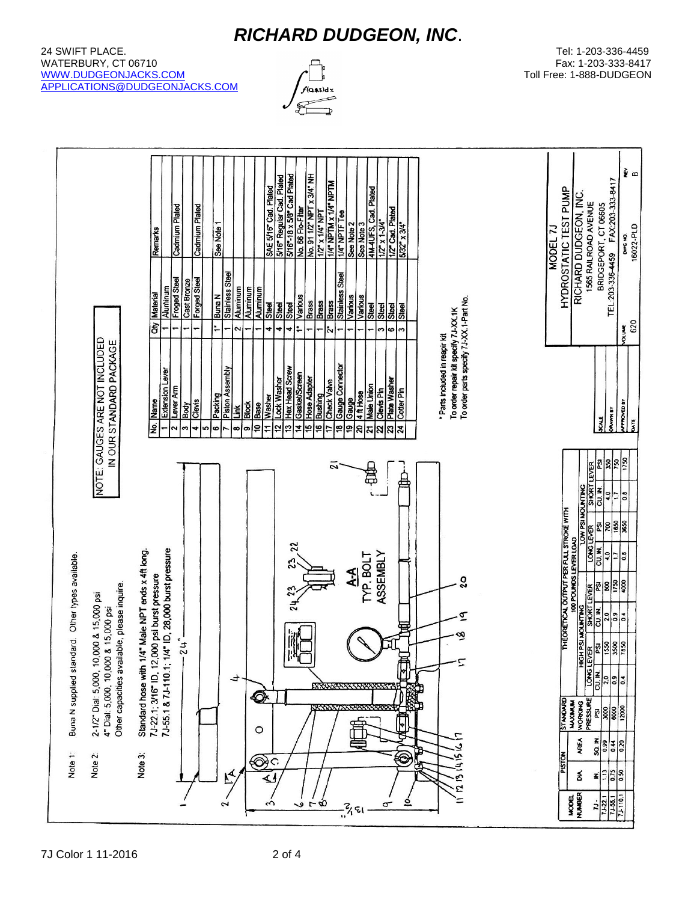# RICHARD DUDGEON, INC.

24 SWIFT PLACE.
WATERBURY, CT 06710
WWW.DUDGEONJACKS.COM
APPLICATIONS@DUDGEONJACKS.COM

Tel: 1-203-336-4459
Fax: 1-203-333-8417
Toll Free: 1-888-DUDGEON

Note 1: Buna N supplied standard. Other types available.

Note 2: 2-1/2" Dial: 5,000, 10,000 & 15,000 psi
4" Dial: 5,000, 10,000 & 15,000 psi
Other capacities available, please inquire.

Note 3: Standard hose with 1/4" Male NPT ends x 4ft long.
7J-22.1; 3/16" ID, 12,000 psi burst pressure
7J-55.1 & 7J-110.1; 1/4" ID, 28,000 burst pressure

NOTE: GAUGES ARE NOT INCLUDED IN OUR STANDARD PACKAGE

A-A TYP. BOLT ASSEMBLY

| No. | Name | Qty | Material | Remarks |
|---|---|---|---|---|
| 1 | Extension Lever | 1 | Aluminum | |
| 2 | Lever Arm | 1 | Froged Steel | Cadmium Plated |
| 3 | Body | 1 | Cast Bronze | |
| 4 | Clevis | 1 | Forged Steel | Cadmium Plated |
| 5 | | | | |
| 6 | Packing | 1* | Buna N | See Note 1 |
| 7 | Piston Assembly | 1 | Stainless Steel | |
| 8 | Link | 2 | Aluminum | |
| 9 | Block | 1 | Aluminum | |
| 10 | Base | 1 | Aluminum | |
| 11 | Washer | 4 | Steel | SAE 5/16" Cad. Plated |
| 12 | Lock Washer | 4 | Steel | 5/16" Regular Cad. Plated |
| 13 | Hex Head Screw | 4 | Steel | 5/16"-18 x 5/8" Cad Plated |
| 14 | Gasket/Screen | 1* | Various | No. 66 Flo-Filter |
| 15 | Hose Adapter | 1 | Brass | No. 91 1/2" NPT x 3/4" NH |
| 16 | Bushing | 1 | Brass | 1/2" x 1/4" NPT |
| 17 | Check Valve | 2* | Brass | 1/4" NPTM x 1/4" NPTM |
| 18 | Gauge Connector | 1 | Stainless Steel | 1/4" NPTF Tee |
| 19 | Gauge | 1 | Various | See Note 2 |
| 20 | 4 ft Hose | 1 | Various | See Note 3 |
| 21 | Male Union | 1 | Steel | 4M-4UFS, Cad. Plated |
| 22 | Clevis Pin | 3 | Steel | 1/2" x 1-3/4" |
| 23 | Plate Washer | 6 | Steel | 1/2" Cad. Plated |
| 24 | Cotter Pin | 3 | Steel | 5/32" x 3/4" |

\* Parts included in reapir kit
To order repair kit specify 7J-XX.1K
To order parts specify 7J-XX.1-Part No.

| MODEL NUMBER | PISTON DIA. | PISTON AREA | STANDARD MAXIMUM WORKING PRESSURE | THEORETICAL OUTPUT PER FULL STROKE WITH 100 POUNDS LEVER LOAD | | | | | | | |
|---|---|---|---|---|---|---|---|---|---|---|---|
| | | | | HIGH PSI MOUNTING | | | | LOW PSI MOUNTING | | | |
| | | | | LONG LEVER | | SHORT LEVER | | LONG LEVER | | SHORT LEVER | |
| 7J- | IN. | SQ. IN. | PSI | CU. IN. | PSI | CU. IN. | PSI | CU. IN. | PSI | CU. IN. | PSI |
| 7J-22.1 | 1.13 | 0.99 | 3000 | 2.0 | 1550 | 2.0 | 800 | 4.0 | 700 | 4.0 | 350 |
| 7J-55.1 | 0.75 | 0.44 | 6000 | 0.9 | 3500 | 0.9 | 1750 | 1.7 | 1650 | 1.7 | 750 |
| 7J-110.1 | 0.50 | 0.20 | 12000 | 0.4 | 7850 | 0.4 | 4000 | 0.8 | 3650 | 0.8 | 1750 |

MODEL 7J
HYDROSTATIC TEST PUMP
RICHARD DUDGEON, INC.
1565 RAILROAD AVENUE
BRIDGEPORT, CT 06605
TEL:203-336-4459 FAX:203-333-8417

SCALE
DRAWN BY
APPROVED BY
DATE
VOLUME 620
DWG NO 16022-PLD
REV B

7J Color 1 11-2016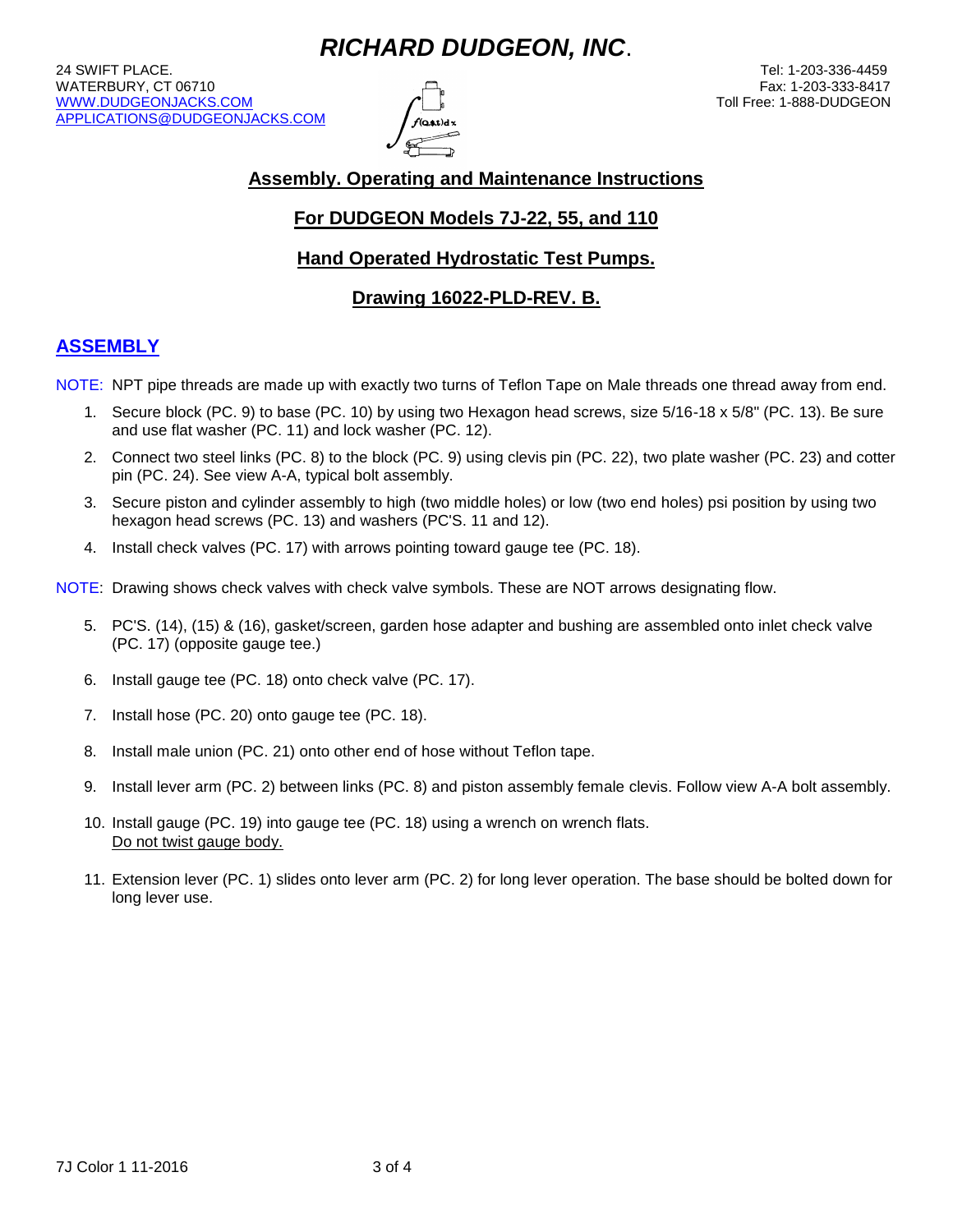# *RICHARD DUDGEON, INC*.

24 SWIFT PLACE.
WATERBURY, CT 06710
WWW.DUDGEONJACKS.COM
APPLICATIONS@DUDGEONJACKS.COM

Tel: 1-203-336-4459
Fax: 1-203-333-8417
Toll Free: 1-888-DUDGEON

## Assembly. Operating and Maintenance Instructions

## For DUDGEON Models 7J-22, 55, and 110

## Hand Operated Hydrostatic Test Pumps.

## Drawing 16022-PLD-REV. B.

## ASSEMBLY

NOTE: NPT pipe threads are made up with exactly two turns of Teflon Tape on Male threads one thread away from end.

1. Secure block (PC. 9) to base (PC. 10) by using two Hexagon head screws, size 5/16-18 x 5/8" (PC. 13). Be sure and use flat washer (PC. 11) and lock washer (PC. 12).
2. Connect two steel links (PC. 8) to the block (PC. 9) using clevis pin (PC. 22), two plate washer (PC. 23) and cotter pin (PC. 24). See view A-A, typical bolt assembly.
3. Secure piston and cylinder assembly to high (two middle holes) or low (two end holes) psi position by using two hexagon head screws (PC. 13) and washers (PC'S. 11 and 12).
4. Install check valves (PC. 17) with arrows pointing toward gauge tee (PC. 18).

NOTE: Drawing shows check valves with check valve symbols. These are NOT arrows designating flow.

5. PC'S. (14), (15) & (16), gasket/screen, garden hose adapter and bushing are assembled onto inlet check valve (PC. 17) (opposite gauge tee.)
6. Install gauge tee (PC. 18) onto check valve (PC. 17).
7. Install hose (PC. 20) onto gauge tee (PC. 18).
8. Install male union (PC. 21) onto other end of hose without Teflon tape.
9. Install lever arm (PC. 2) between links (PC. 8) and piston assembly female clevis. Follow view A-A bolt assembly.
10. Install gauge (PC. 19) into gauge tee (PC. 18) using a wrench on wrench flats.
    Do not twist gauge body.
11. Extension lever (PC. 1) slides onto lever arm (PC. 2) for long lever operation. The base should be bolted down for long lever use.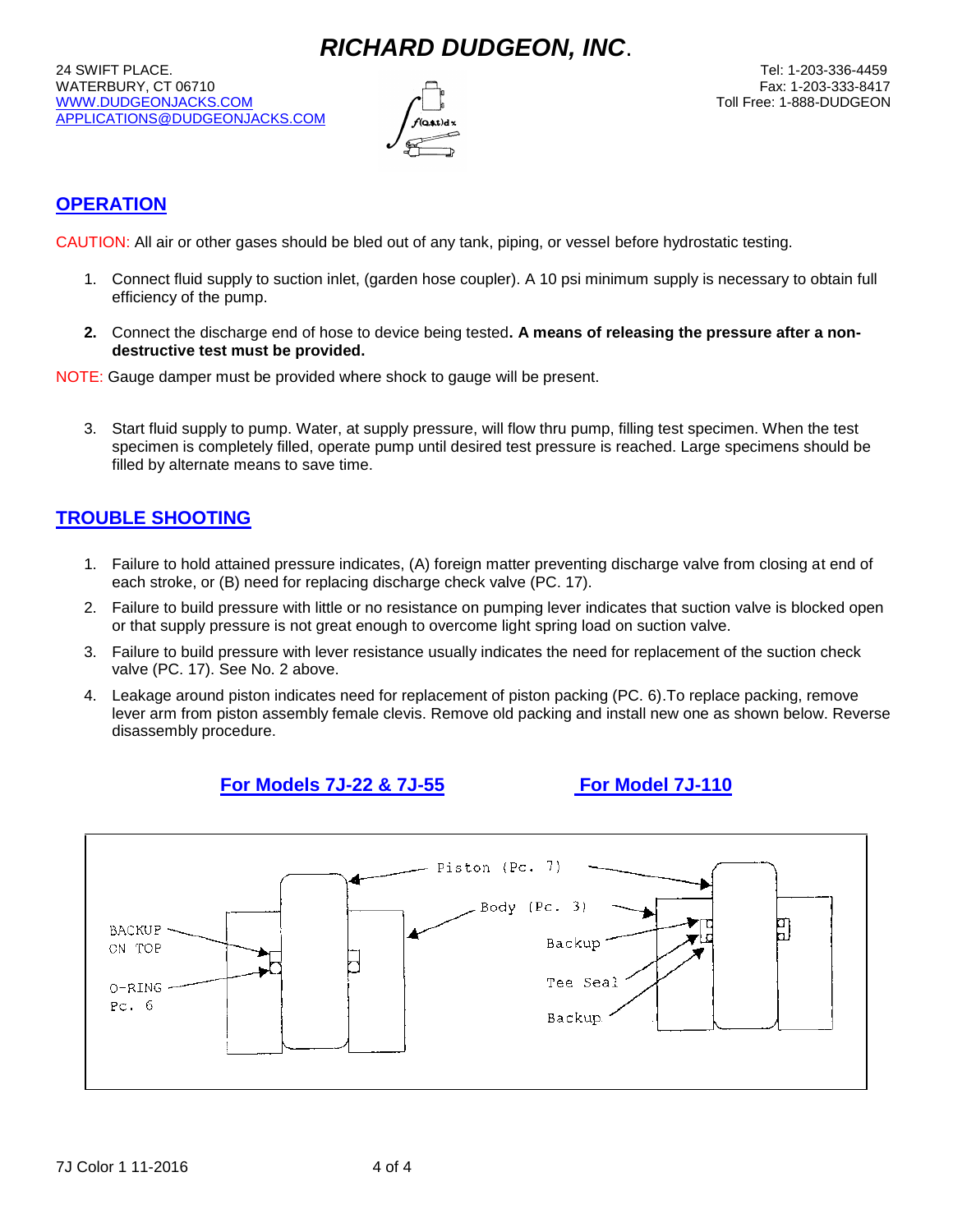# RICHARD DUDGEON, INC.

24 SWIFT PLACE.
WATERBURY, CT 06710
WWW.DUDGEONJACKS.COM
APPLICATIONS@DUDGEONJACKS.COM

Tel: 1-203-336-4459
Fax: 1-203-333-8417
Toll Free: 1-888-DUDGEON

## OPERATION

CAUTION: All air or other gases should be bled out of any tank, piping, or vessel before hydrostatic testing.

1. Connect fluid supply to suction inlet, (garden hose coupler). A 10 psi minimum supply is necessary to obtain full efficiency of the pump.
2. Connect the discharge end of hose to device being tested**. A means of releasing the pressure after a non-destructive test must be provided.**

NOTE: Gauge damper must be provided where shock to gauge will be present.

3. Start fluid supply to pump. Water, at supply pressure, will flow thru pump, filling test specimen. When the test specimen is completely filled, operate pump until desired test pressure is reached. Large specimens should be filled by alternate means to save time.

## TROUBLE SHOOTING

1. Failure to hold attained pressure indicates, (A) foreign matter preventing discharge valve from closing at end of each stroke, or (B) need for replacing discharge check valve (PC. 17).
2. Failure to build pressure with little or no resistance on pumping lever indicates that suction valve is blocked open or that supply pressure is not great enough to overcome light spring load on suction valve.
3. Failure to build pressure with lever resistance usually indicates the need for replacement of the suction check valve (PC. 17). See No. 2 above.
4. Leakage around piston indicates need for replacement of piston packing (PC. 6).To replace packing, remove lever arm from piston assembly female clevis. Remove old packing and install new one as shown below. Reverse disassembly procedure.

**For Models 7J-22 & 7J-55** | **For Model 7J-110**

Piston (Pc. 7)
Body (Pc. 3)
BACKUP ON TOP
O-RING Pc. 6
Backup
Tee Seal
Backup

7J Color 1 11-2016